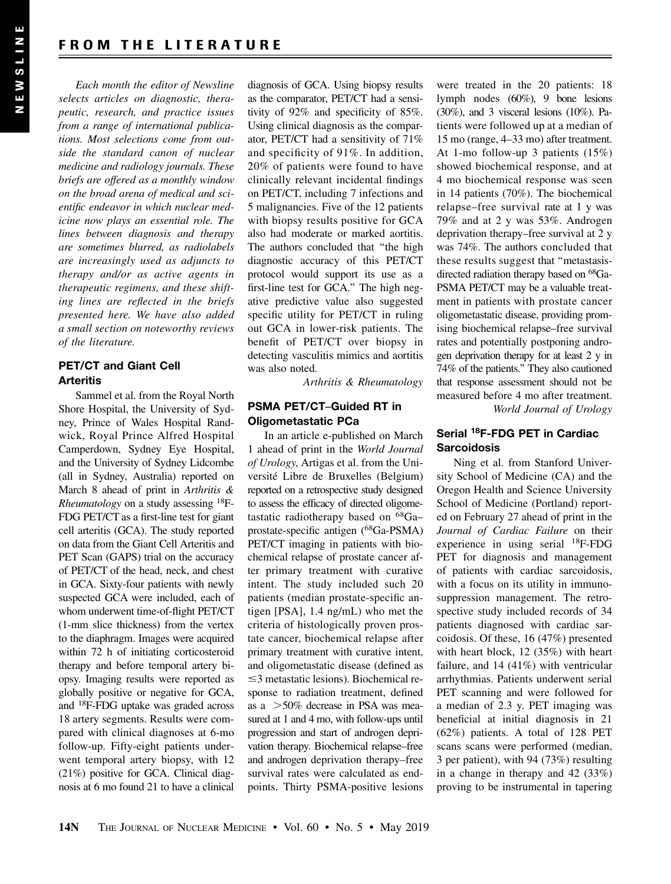## FROM THE LITERATURE

*Each month the editor of Newsline selects articles on diagnostic, therapeutic, research, and practice issues from a range of international publications. Most selections come from outside the standard canon of nuclear medicine and radiology journals. These briefs are offered as a monthly window on the broad arena of medical and scientific endeavor in which nuclear medicine now plays an essential role. The lines between diagnosis and therapy are sometimes blurred, as radiolabels are increasingly used as adjuncts to therapy and/or as active agents in therapeutic regimens, and these shifting lines are reflected in the briefs presented here. We have also added a small section on noteworthy reviews of the literature.*

### PET/CT and Giant Cell Arteritis

Sammel et al. from the Royal North Shore Hospital, the University of Sydney, Prince of Wales Hospital Randwick, Royal Prince Alfred Hospital Camperdown, Sydney Eye Hospital, and the University of Sydney Lidcombe (all in Sydney, Australia) reported on March 8 ahead of print in *Arthritis & Rheumatology* on a study assessing $^{18}$F-FDG PET/CT as a first-line test for giant cell arteritis (GCA). The study reported on data from the Giant Cell Arteritis and PET Scan (GAPS) trial on the accuracy of PET/CT of the head, neck, and chest in GCA. Sixty-four patients with newly suspected GCA were included, each of whom underwent time-of-flight PET/CT (1-mm slice thickness) from the vertex to the diaphragm. Images were acquired within 72 h of initiating corticosteroid therapy and before temporal artery biopsy. Imaging results were reported as globally positive or negative for GCA, and $^{18}$F-FDG uptake was graded across 18 artery segments. Results were compared with clinical diagnoses at 6-mo follow-up. Fifty-eight patients underwent temporal artery biopsy, with 12 (21%) positive for GCA. Clinical diagnosis at 6 mo found 21 to have a clinical diagnosis of GCA. Using biopsy results as the comparator, PET/CT had a sensitivity of 92% and specificity of 85%. Using clinical diagnosis as the comparator, PET/CT had a sensitivity of 71% and specificity of 91%. In addition, 20% of patients were found to have clinically relevant incidental findings on PET/CT, including 7 infections and 5 malignancies. Five of the 12 patients with biopsy results positive for GCA also had moderate or marked aortitis. The authors concluded that "the high diagnostic accuracy of this PET/CT protocol would support its use as a first-line test for GCA." The high negative predictive value also suggested specific utility for PET/CT in ruling out GCA in lower-risk patients. The benefit of PET/CT over biopsy in detecting vasculitis mimics and aortitis was also noted.

*Arthritis & Rheumatology*

### PSMA PET/CT–Guided RT in Oligometastatic PCa

In an article e-published on March 1 ahead of print in the *World Journal of Urology*, Artigas et al. from the Université Libre de Bruxelles (Belgium) reported on a retrospective study designed to assess the efficacy of directed oligometastatic radiotherapy based on $^{68}$Ga–prostate-specific antigen ($^{68}$Ga-PSMA) PET/CT imaging in patients with biochemical relapse of prostate cancer after primary treatment with curative intent. The study included such 20 patients (median prostate-specific antigen [PSA], 1.4 ng/mL) who met the criteria of histologically proven prostate cancer, biochemical relapse after primary treatment with curative intent, and oligometastatic disease (defined as $\leq$3 metastatic lesions). Biochemical response to radiation treatment, defined as a $>$50% decrease in PSA was measured at 1 and 4 mo, with follow-ups until progression and start of androgen deprivation therapy. Biochemical relapse–free and androgen deprivation therapy–free survival rates were calculated as endpoints. Thirty PSMA-positive lesions were treated in the 20 patients: 18 lymph nodes (60%), 9 bone lesions (30%), and 3 visceral lesions (10%). Patients were followed up at a median of 15 mo (range, 4–33 mo) after treatment. At 1-mo follow-up 3 patients (15%) showed biochemical response, and at 4 mo biochemical response was seen in 14 patients (70%). The biochemical relapse–free survival rate at 1 y was 79% and at 2 y was 53%. Androgen deprivation therapy–free survival at 2 y was 74%. The authors concluded that these results suggest that "metastasis-directed radiation therapy based on $^{68}$Ga-PSMA PET/CT may be a valuable treatment in patients with prostate cancer oligometastatic disease, providing promising biochemical relapse–free survival rates and potentially postponing androgen deprivation therapy for at least 2 y in 74% of the patients." They also cautioned that response assessment should not be measured before 4 mo after treatment.

*World Journal of Urology*

### Serial $^{18}$F-FDG PET in Cardiac Sarcoidosis

Ning et al. from Stanford University School of Medicine (CA) and the Oregon Health and Science University School of Medicine (Portland) reported on February 27 ahead of print in the *Journal of Cardiac Failure* on their experience in using serial $^{18}$F-FDG PET for diagnosis and management of patients with cardiac sarcoidosis, with a focus on its utility in immunosuppression management. The retrospective study included records of 34 patients diagnosed with cardiac sarcoidosis. Of these, 16 (47%) presented with heart block, 12 (35%) with heart failure, and 14 (41%) with ventricular arrhythmias. Patients underwent serial PET scanning and were followed for a median of 2.3 y. PET imaging was beneficial at initial diagnosis in 21 (62%) patients. A total of 128 PET scans scans were performed (median, 3 per patient), with 94 (73%) resulting in a change in therapy and 42 (33%) proving to be instrumental in tapering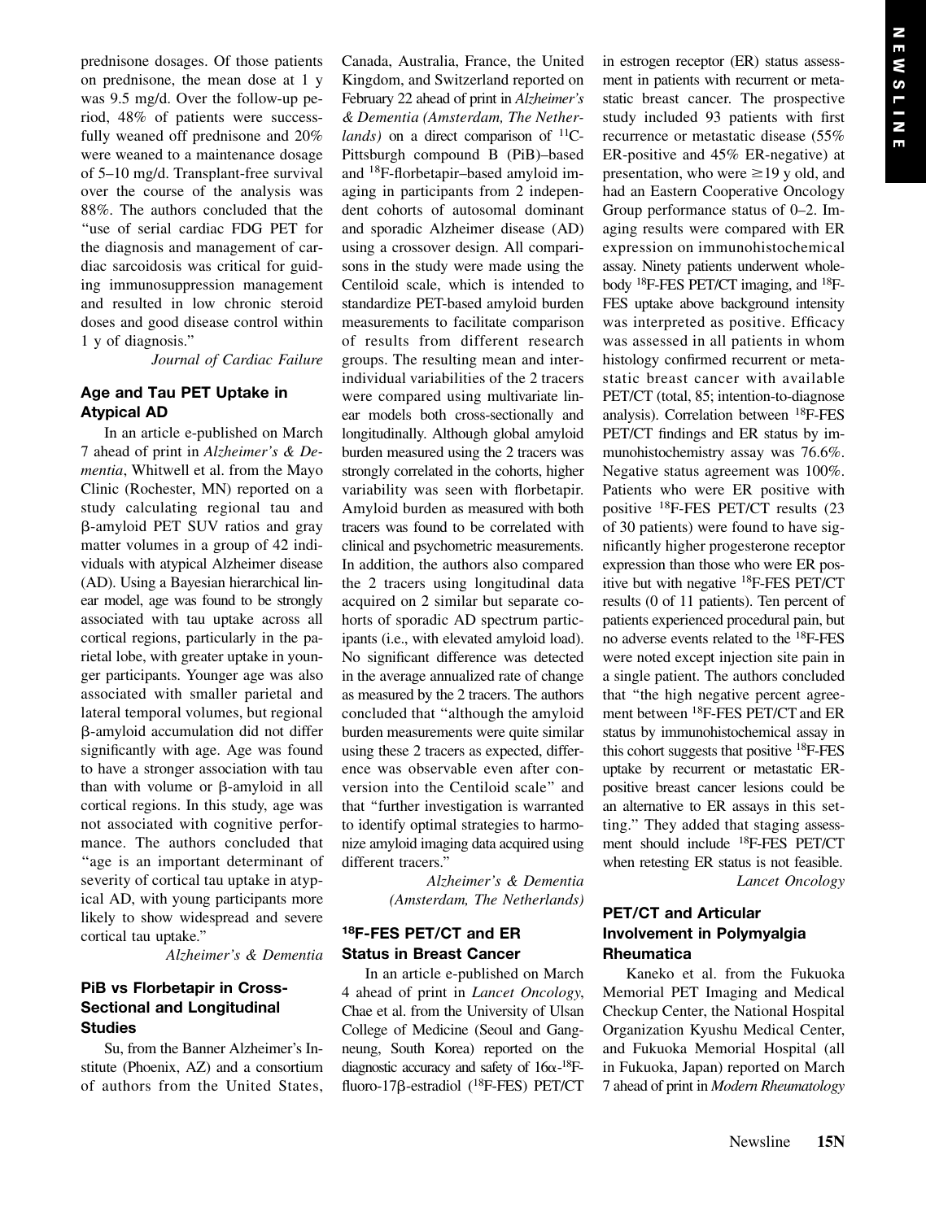prednisone dosages. Of those patients on prednisone, the mean dose at 1 y was 9.5 mg/d. Over the follow-up period, 48% of patients were successfully weaned off prednisone and 20% were weaned to a maintenance dosage of 5–10 mg/d. Transplant-free survival over the course of the analysis was 88%. The authors concluded that the "use of serial cardiac FDG PET for the diagnosis and management of cardiac sarcoidosis was critical for guiding immunosuppression management and resulted in low chronic steroid doses and good disease control within 1 y of diagnosis."

*Journal of Cardiac Failure*

### Age and Tau PET Uptake in Atypical AD

In an article e-published on March 7 ahead of print in *Alzheimer's & Dementia*, Whitwell et al. from the Mayo Clinic (Rochester, MN) reported on a study calculating regional tau and β-amyloid PET SUV ratios and gray matter volumes in a group of 42 individuals with atypical Alzheimer disease (AD). Using a Bayesian hierarchical linear model, age was found to be strongly associated with tau uptake across all cortical regions, particularly in the parietal lobe, with greater uptake in younger participants. Younger age was also associated with smaller parietal and lateral temporal volumes, but regional β-amyloid accumulation did not differ significantly with age. Age was found to have a stronger association with tau than with volume or β-amyloid in all cortical regions. In this study, age was not associated with cognitive performance. The authors concluded that "age is an important determinant of severity of cortical tau uptake in atypical AD, with young participants more likely to show widespread and severe cortical tau uptake."

*Alzheimer's & Dementia*

### PiB vs Florbetapir in Cross-Sectional and Longitudinal Studies

Su, from the Banner Alzheimer's Institute (Phoenix, AZ) and a consortium of authors from the United States, Canada, Australia, France, the United Kingdom, and Switzerland reported on February 22 ahead of print in *Alzheimer's & Dementia (Amsterdam, The Netherlands)* on a direct comparison of $^{11}$C-Pittsburgh compound B (PiB)–based and $^{18}$F-florbetapir–based amyloid imaging in participants from 2 independent cohorts of autosomal dominant and sporadic Alzheimer disease (AD) using a crossover design. All comparisons in the study were made using the Centiloid scale, which is intended to standardize PET-based amyloid burden measurements to facilitate comparison of results from different research groups. The resulting mean and interindividual variabilities of the 2 tracers were compared using multivariate linear models both cross-sectionally and longitudinally. Although global amyloid burden measured using the 2 tracers was strongly correlated in the cohorts, higher variability was seen with florbetapir. Amyloid burden as measured with both tracers was found to be correlated with clinical and psychometric measurements. In addition, the authors also compared the 2 tracers using longitudinal data acquired on 2 similar but separate cohorts of sporadic AD spectrum participants (i.e., with elevated amyloid load). No significant difference was detected in the average annualized rate of change as measured by the 2 tracers. The authors concluded that "although the amyloid burden measurements were quite similar using these 2 tracers as expected, difference was observable even after conversion into the Centiloid scale" and that "further investigation is warranted to identify optimal strategies to harmonize amyloid imaging data acquired using different tracers."

*Alzheimer's & Dementia (Amsterdam, The Netherlands)*

### $^{18}$F-FES PET/CT and ER Status in Breast Cancer

In an article e-published on March 4 ahead of print in *Lancet Oncology*, Chae et al. from the University of Ulsan College of Medicine (Seoul and Gangneung, South Korea) reported on the diagnostic accuracy and safety of 16α-$^{18}$F-fluoro-17β-estradiol ($^{18}$F-FES) PET/CT in estrogen receptor (ER) status assessment in patients with recurrent or metastatic breast cancer. The prospective study included 93 patients with first recurrence or metastatic disease (55% ER-positive and 45% ER-negative) at presentation, who were ≥19 y old, and had an Eastern Cooperative Oncology Group performance status of 0–2. Imaging results were compared with ER expression on immunohistochemical assay. Ninety patients underwent whole-body $^{18}$F-FES PET/CT imaging, and $^{18}$F-FES uptake above background intensity was interpreted as positive. Efficacy was assessed in all patients in whom histology confirmed recurrent or metastatic breast cancer with available PET/CT (total, 85; intention-to-diagnose analysis). Correlation between $^{18}$F-FES PET/CT findings and ER status by immunohistochemistry assay was 76.6%. Negative status agreement was 100%. Patients who were ER positive with positive $^{18}$F-FES PET/CT results (23 of 30 patients) were found to have significantly higher progesterone receptor expression than those who were ER positive but with negative $^{18}$F-FES PET/CT results (0 of 11 patients). Ten percent of patients experienced procedural pain, but no adverse events related to the $^{18}$F-FES were noted except injection site pain in a single patient. The authors concluded that "the high negative percent agreement between $^{18}$F-FES PET/CT and ER status by immunohistochemical assay in this cohort suggests that positive $^{18}$F-FES uptake by recurrent or metastatic ER-positive breast cancer lesions could be an alternative to ER assays in this setting." They added that staging assessment should include $^{18}$F-FES PET/CT when retesting ER status is not feasible.

*Lancet Oncology*

### PET/CT and Articular Involvement in Polymyalgia Rheumatica

Kaneko et al. from the Fukuoka Memorial PET Imaging and Medical Checkup Center, the National Hospital Organization Kyushu Medical Center, and Fukuoka Memorial Hospital (all in Fukuoka, Japan) reported on March 7 ahead of print in *Modern Rheumatology*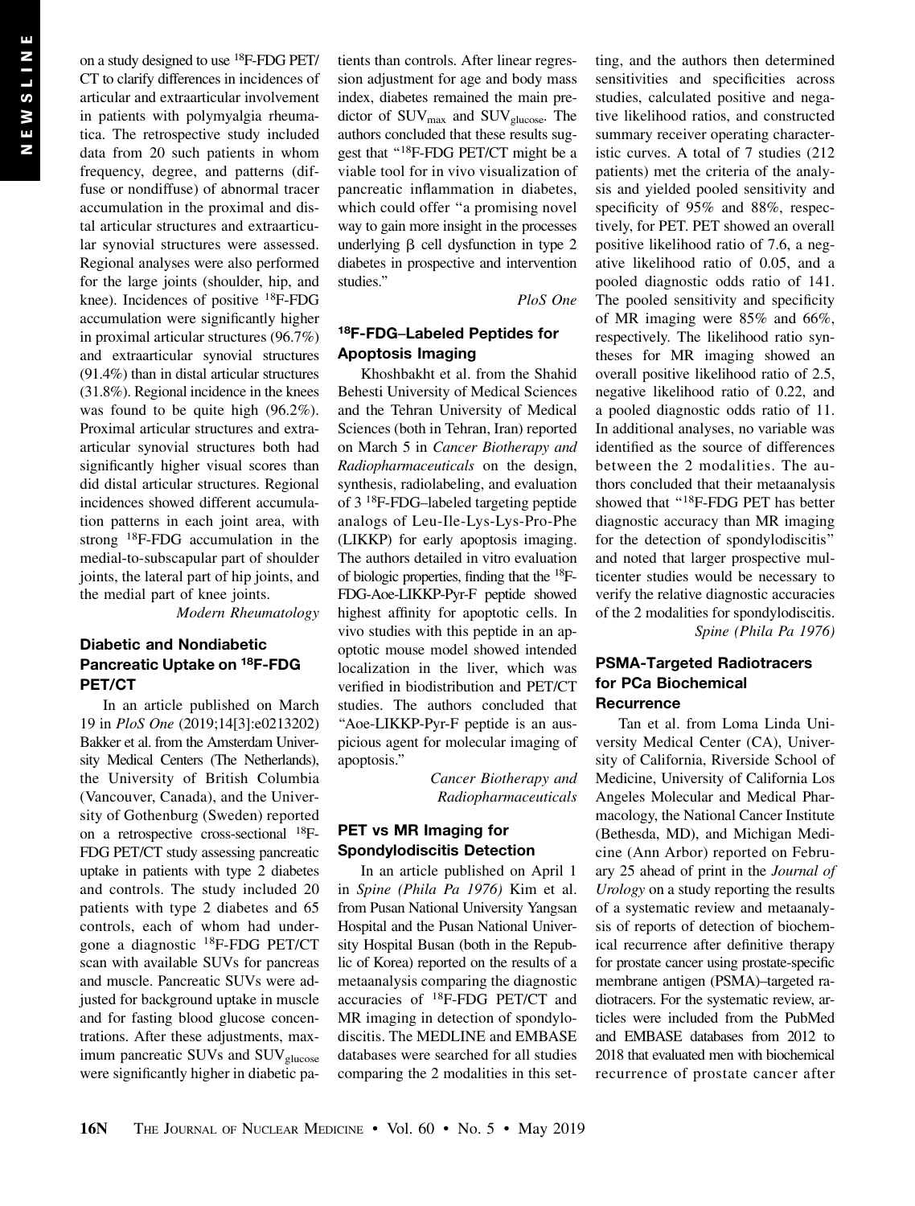on a study designed to use $^{18}$F-FDG PET/CT to clarify differences in incidences of articular and extraarticular involvement in patients with polymyalgia rheumatica. The retrospective study included data from 20 such patients in whom frequency, degree, and patterns (diffuse or nondiffuse) of abnormal tracer accumulation in the proximal and distal articular structures and extraarticular synovial structures were assessed. Regional analyses were also performed for the large joints (shoulder, hip, and knee). Incidences of positive $^{18}$F-FDG accumulation were significantly higher in proximal articular structures (96.7%) and extraarticular synovial structures (91.4%) than in distal articular structures (31.8%). Regional incidence in the knees was found to be quite high (96.2%). Proximal articular structures and extraarticular synovial structures both had significantly higher visual scores than did distal articular structures. Regional incidences showed different accumulation patterns in each joint area, with strong $^{18}$F-FDG accumulation in the medial-to-subscapular part of shoulder joints, the lateral part of hip joints, and the medial part of knee joints.

*Modern Rheumatology*

### Diabetic and Nondiabetic Pancreatic Uptake on $^{18}$F-FDG PET/CT

In an article published on March 19 in *PloS One* (2019;14[3]:e0213202) Bakker et al. from the Amsterdam University Medical Centers (The Netherlands), the University of British Columbia (Vancouver, Canada), and the University of Gothenburg (Sweden) reported on a retrospective cross-sectional $^{18}$F-FDG PET/CT study assessing pancreatic uptake in patients with type 2 diabetes and controls. The study included 20 patients with type 2 diabetes and 65 controls, each of whom had undergone a diagnostic $^{18}$F-FDG PET/CT scan with available SUVs for pancreas and muscle. Pancreatic SUVs were adjusted for background uptake in muscle and for fasting blood glucose concentrations. After these adjustments, maximum pancreatic SUVs and $SUV_{glucose}$ were significantly higher in diabetic patients than controls. After linear regression adjustment for age and body mass index, diabetes remained the main predictor of $SUV_{max}$ and $SUV_{glucose}$. The authors concluded that these results suggest that "$^{18}$F-FDG PET/CT might be a viable tool for in vivo visualization of pancreatic inflammation in diabetes, which could offer "a promising novel way to gain more insight in the processes underlying β cell dysfunction in type 2 diabetes in prospective and intervention studies."

*PloS One*

### $^{18}$F-FDG–Labeled Peptides for Apoptosis Imaging

Khoshbakht et al. from the Shahid Behesti University of Medical Sciences and the Tehran University of Medical Sciences (both in Tehran, Iran) reported on March 5 in *Cancer Biotherapy and Radiopharmaceuticals* on the design, synthesis, radiolabeling, and evaluation of 3 $^{18}$F-FDG–labeled targeting peptide analogs of Leu-Ile-Lys-Lys-Pro-Phe (LIKKP) for early apoptosis imaging. The authors detailed in vitro evaluation of biologic properties, finding that the $^{18}$F-FDG-Aoe-LIKKP-Pyr-F peptide showed highest affinity for apoptotic cells. In vivo studies with this peptide in an apoptotic mouse model showed intended localization in the liver, which was verified in biodistribution and PET/CT studies. The authors concluded that "Aoe-LIKKP-Pyr-F peptide is an auspicious agent for molecular imaging of apoptosis."

*Cancer Biotherapy and Radiopharmaceuticals*

### PET vs MR Imaging for Spondylodiscitis Detection

In an article published on April 1 in *Spine (Phila Pa 1976)* Kim et al. from Pusan National University Yangsan Hospital and the Pusan National University Hospital Busan (both in the Republic of Korea) reported on the results of a metaanalysis comparing the diagnostic accuracies of $^{18}$F-FDG PET/CT and MR imaging in detection of spondylodiscitis. The MEDLINE and EMBASE databases were searched for all studies comparing the 2 modalities in this setting, and the authors then determined sensitivities and specificities across studies, calculated positive and negative likelihood ratios, and constructed summary receiver operating characteristic curves. A total of 7 studies (212 patients) met the criteria of the analysis and yielded pooled sensitivity and specificity of 95% and 88%, respectively, for PET. PET showed an overall positive likelihood ratio of 7.6, a negative likelihood ratio of 0.05, and a pooled diagnostic odds ratio of 141. The pooled sensitivity and specificity of MR imaging were 85% and 66%, respectively. The likelihood ratio syntheses for MR imaging showed an overall positive likelihood ratio of 2.5, negative likelihood ratio of 0.22, and a pooled diagnostic odds ratio of 11. In additional analyses, no variable was identified as the source of differences between the 2 modalities. The authors concluded that their metaanalysis showed that "$^{18}$F-FDG PET has better diagnostic accuracy than MR imaging for the detection of spondylodiscitis" and noted that larger prospective multicenter studies would be necessary to verify the relative diagnostic accuracies of the 2 modalities for spondylodiscitis.

*Spine (Phila Pa 1976)*

### PSMA-Targeted Radiotracers for PCa Biochemical Recurrence

Tan et al. from Loma Linda University Medical Center (CA), University of California, Riverside School of Medicine, University of California Los Angeles Molecular and Medical Pharmacology, the National Cancer Institute (Bethesda, MD), and Michigan Medicine (Ann Arbor) reported on February 25 ahead of print in the *Journal of Urology* on a study reporting the results of a systematic review and metaanalysis of reports of detection of biochemical recurrence after definitive therapy for prostate cancer using prostate-specific membrane antigen (PSMA)–targeted radiotracers. For the systematic review, articles were included from the PubMed and EMBASE databases from 2012 to 2018 that evaluated men with biochemical recurrence of prostate cancer after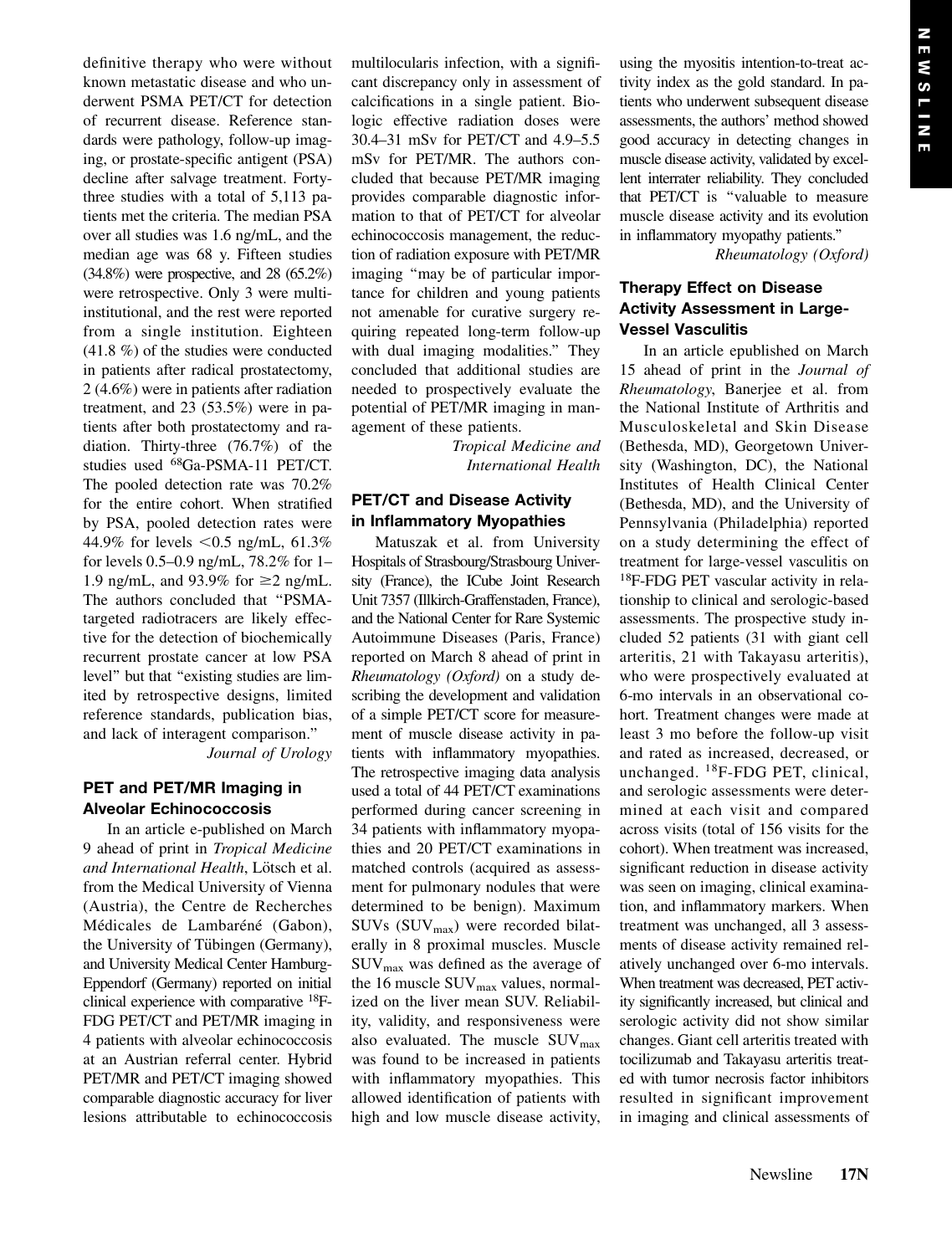definitive therapy who were without known metastatic disease and who underwent PSMA PET/CT for detection of recurrent disease. Reference standards were pathology, follow-up imaging, or prostate-specific antigent (PSA) decline after salvage treatment. Forty-three studies with a total of 5,113 patients met the criteria. The median PSA over all studies was 1.6 ng/mL, and the median age was 68 y. Fifteen studies (34.8%) were prospective, and 28 (65.2%) were retrospective. Only 3 were multi-institutional, and the rest were reported from a single institution. Eighteen (41.8 %) of the studies were conducted in patients after radical prostatectomy, 2 (4.6%) were in patients after radiation treatment, and 23 (53.5%) were in patients after both prostatectomy and radiation. Thirty-three (76.7%) of the studies used $^{68}$Ga-PSMA-11 PET/CT. The pooled detection rate was 70.2% for the entire cohort. When stratified by PSA, pooled detection rates were 44.9% for levels <0.5 ng/mL, 61.3% for levels 0.5–0.9 ng/mL, 78.2% for 1–1.9 ng/mL, and 93.9% for ≥2 ng/mL. The authors concluded that "PSMA-targeted radiotracers are likely effective for the detection of biochemically recurrent prostate cancer at low PSA level" but that "existing studies are limited by retrospective designs, limited reference standards, publication bias, and lack of interagent comparison."

*Journal of Urology*

### PET and PET/MR Imaging in Alveolar Echinococcosis

In an article e-published on March 9 ahead of print in *Tropical Medicine and International Health*, Lötsch et al. from the Medical University of Vienna (Austria), the Centre de Recherches Médicales de Lambaréné (Gabon), the University of Tübingen (Germany), and University Medical Center Hamburg-Eppendorf (Germany) reported on initial clinical experience with comparative $^{18}$F-FDG PET/CT and PET/MR imaging in 4 patients with alveolar echinococcosis at an Austrian referral center. Hybrid PET/MR and PET/CT imaging showed comparable diagnostic accuracy for liver lesions attributable to echinococcosis multilocularis infection, with a significant discrepancy only in assessment of calcifications in a single patient. Biologic effective radiation doses were 30.4–31 mSv for PET/CT and 4.9–5.5 mSv for PET/MR. The authors concluded that because PET/MR imaging provides comparable diagnostic information to that of PET/CT for alveolar echinococcosis management, the reduction of radiation exposure with PET/MR imaging "may be of particular importance for children and young patients not amenable for curative surgery requiring repeated long-term follow-up with dual imaging modalities." They concluded that additional studies are needed to prospectively evaluate the potential of PET/MR imaging in management of these patients.

*Tropical Medicine and International Health*

### PET/CT and Disease Activity in Inflammatory Myopathies

Matuszak et al. from University Hospitals of Strasbourg/Strasbourg University (France), the ICube Joint Research Unit 7357 (Illkirch-Graffenstaden, France), and the National Center for Rare Systemic Autoimmune Diseases (Paris, France) reported on March 8 ahead of print in *Rheumatology (Oxford)* on a study describing the development and validation of a simple PET/CT score for measurement of muscle disease activity in patients with inflammatory myopathies. The retrospective imaging data analysis used a total of 44 PET/CT examinations performed during cancer screening in 34 patients with inflammatory myopathies and 20 PET/CT examinations in matched controls (acquired as assessment for pulmonary nodules that were determined to be benign). Maximum SUVs ($SUV_{max}$) were recorded bilaterally in 8 proximal muscles. Muscle $SUV_{max}$ was defined as the average of the 16 muscle $SUV_{max}$ values, normalized on the liver mean SUV. Reliability, validity, and responsiveness were also evaluated. The muscle $SUV_{max}$ was found to be increased in patients with inflammatory myopathies. This allowed identification of patients with high and low muscle disease activity, using the myositis intention-to-treat activity index as the gold standard. In patients who underwent subsequent disease assessments, the authors' method showed good accuracy in detecting changes in muscle disease activity, validated by excellent interrater reliability. They concluded that PET/CT is "valuable to measure muscle disease activity and its evolution in inflammatory myopathy patients."

*Rheumatology (Oxford)*

### Therapy Effect on Disease Activity Assessment in Large-Vessel Vasculitis

In an article epublished on March 15 ahead of print in the *Journal of Rheumatology*, Banerjee et al. from the National Institute of Arthritis and Musculoskeletal and Skin Disease (Bethesda, MD), Georgetown University (Washington, DC), the National Institutes of Health Clinical Center (Bethesda, MD), and the University of Pennsylvania (Philadelphia) reported on a study determining the effect of treatment for large-vessel vasculitis on $^{18}$F-FDG PET vascular activity in relationship to clinical and serologic-based assessments. The prospective study included 52 patients (31 with giant cell arteritis, 21 with Takayasu arteritis), who were prospectively evaluated at 6-mo intervals in an observational cohort. Treatment changes were made at least 3 mo before the follow-up visit and rated as increased, decreased, or unchanged. $^{18}$F-FDG PET, clinical, and serologic assessments were determined at each visit and compared across visits (total of 156 visits for the cohort). When treatment was increased, significant reduction in disease activity was seen on imaging, clinical examination, and inflammatory markers. When treatment was unchanged, all 3 assessments of disease activity remained relatively unchanged over 6-mo intervals. When treatment was decreased, PET activity significantly increased, but clinical and serologic activity did not show similar changes. Giant cell arteritis treated with tocilizumab and Takayasu arteritis treated with tumor necrosis factor inhibitors resulted in significant improvement in imaging and clinical assessments of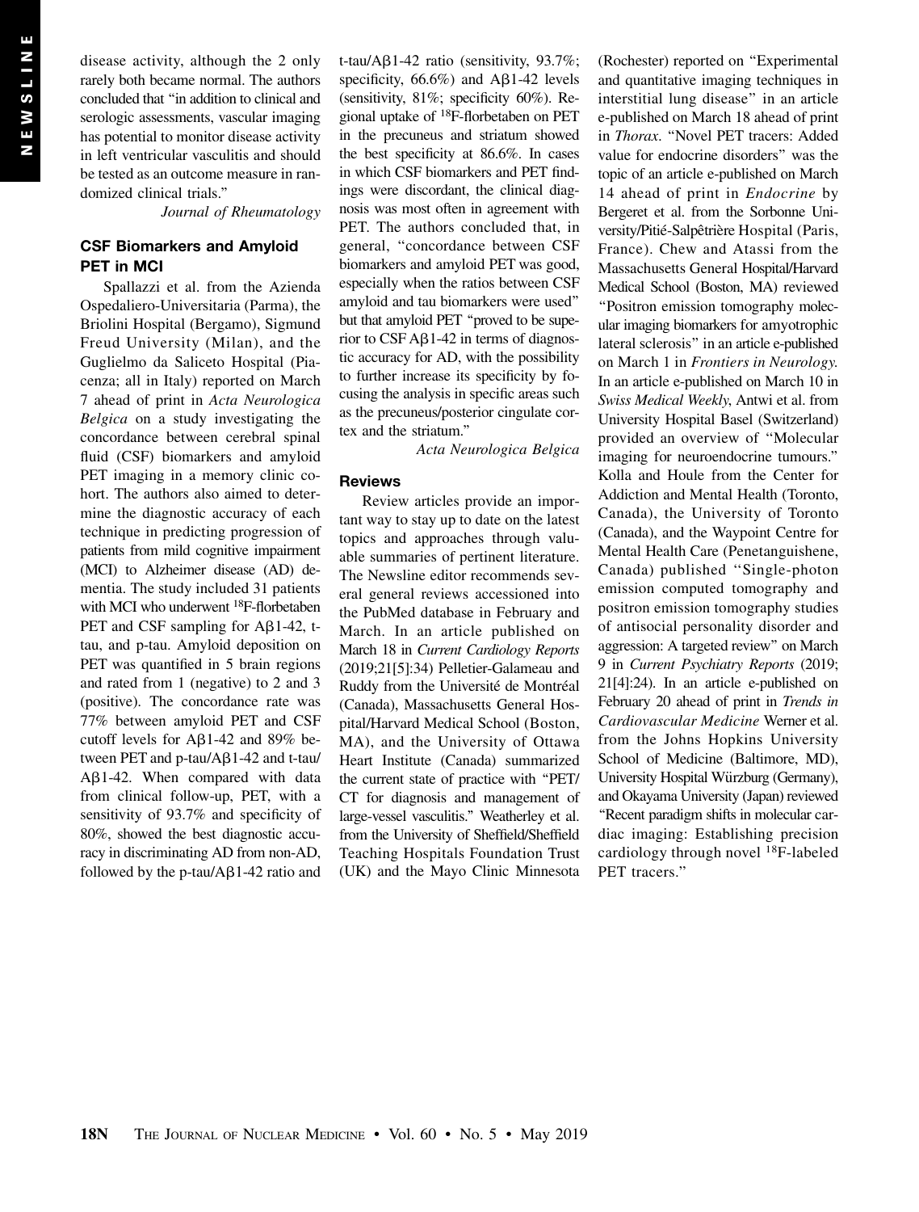disease activity, although the 2 only rarely both became normal. The authors concluded that "in addition to clinical and serologic assessments, vascular imaging has potential to monitor disease activity in left ventricular vasculitis and should be tested as an outcome measure in randomized clinical trials."

*Journal of Rheumatology*

### CSF Biomarkers and Amyloid PET in MCI

Spallazzi et al. from the Azienda Ospedaliero-Universitaria (Parma), the Briolini Hospital (Bergamo), Sigmund Freud University (Milan), and the Guglielmo da Saliceto Hospital (Piacenza; all in Italy) reported on March 7 ahead of print in *Acta Neurologica Belgica* on a study investigating the concordance between cerebral spinal fluid (CSF) biomarkers and amyloid PET imaging in a memory clinic cohort. The authors also aimed to determine the diagnostic accuracy of each technique in predicting progression of patients from mild cognitive impairment (MCI) to Alzheimer disease (AD) dementia. The study included 31 patients with MCI who underwent $^{18}$F-florbetaben PET and CSF sampling for Aβ1-42, t-tau, and p-tau. Amyloid deposition on PET was quantified in 5 brain regions and rated from 1 (negative) to 2 and 3 (positive). The concordance rate was 77% between amyloid PET and CSF cutoff levels for Aβ1-42 and 89% between PET and p-tau/Aβ1-42 and t-tau/Aβ1-42. When compared with data from clinical follow-up, PET, with a sensitivity of 93.7% and specificity of 80%, showed the best diagnostic accuracy in discriminating AD from non-AD, followed by the p-tau/Aβ1-42 ratio and t-tau/Aβ1-42 ratio (sensitivity, 93.7%; specificity, 66.6%) and Aβ1-42 levels (sensitivity, 81%; specificity 60%). Regional uptake of $^{18}$F-florbetaben on PET in the precuneus and striatum showed the best specificity at 86.6%. In cases in which CSF biomarkers and PET findings were discordant, the clinical diagnosis was most often in agreement with PET. The authors concluded that, in general, "concordance between CSF biomarkers and amyloid PET was good, especially when the ratios between CSF amyloid and tau biomarkers were used" but that amyloid PET "proved to be superior to CSF Aβ1-42 in terms of diagnostic accuracy for AD, with the possibility to further increase its specificity by focusing the analysis in specific areas such as the precuneus/posterior cingulate cortex and the striatum."

*Acta Neurologica Belgica*

### Reviews

Review articles provide an important way to stay up to date on the latest topics and approaches through valuable summaries of pertinent literature. The Newsline editor recommends several general reviews accessioned into the PubMed database in February and March. In an article published on March 18 in *Current Cardiology Reports* (2019;21[5]:34) Pelletier-Galameau and Ruddy from the Université de Montréal (Canada), Massachusetts General Hospital/Harvard Medical School (Boston, MA), and the University of Ottawa Heart Institute (Canada) summarized the current state of practice with "PET/CT for diagnosis and management of large-vessel vasculitis." Weatherley et al. from the University of Sheffield/Sheffield Teaching Hospitals Foundation Trust (UK) and the Mayo Clinic Minnesota (Rochester) reported on "Experimental and quantitative imaging techniques in interstitial lung disease" in an article e-published on March 18 ahead of print in *Thorax*. "Novel PET tracers: Added value for endocrine disorders" was the topic of an article e-published on March 14 ahead of print in *Endocrine* by Bergeret et al. from the Sorbonne University/Pitié-Salpêtrière Hospital (Paris, France). Chew and Atassi from the Massachusetts General Hospital/Harvard Medical School (Boston, MA) reviewed "Positron emission tomography molecular imaging biomarkers for amyotrophic lateral sclerosis" in an article e-published on March 1 in *Frontiers in Neurology.* In an article e-published on March 10 in *Swiss Medical Weekly*, Antwi et al. from University Hospital Basel (Switzerland) provided an overview of "Molecular imaging for neuroendocrine tumours." Kolla and Houle from the Center for Addiction and Mental Health (Toronto, Canada), the University of Toronto (Canada), and the Waypoint Centre for Mental Health Care (Penetanguishene, Canada) published "Single-photon emission computed tomography and positron emission tomography studies of antisocial personality disorder and aggression: A targeted review" on March 9 in *Current Psychiatry Reports* (2019; 21[4]:24). In an article e-published on February 20 ahead of print in *Trends in Cardiovascular Medicine* Werner et al. from the Johns Hopkins University School of Medicine (Baltimore, MD), University Hospital Würzburg (Germany), and Okayama University (Japan) reviewed "Recent paradigm shifts in molecular cardiac imaging: Establishing precision cardiology through novel $^{18}$F-labeled PET tracers."